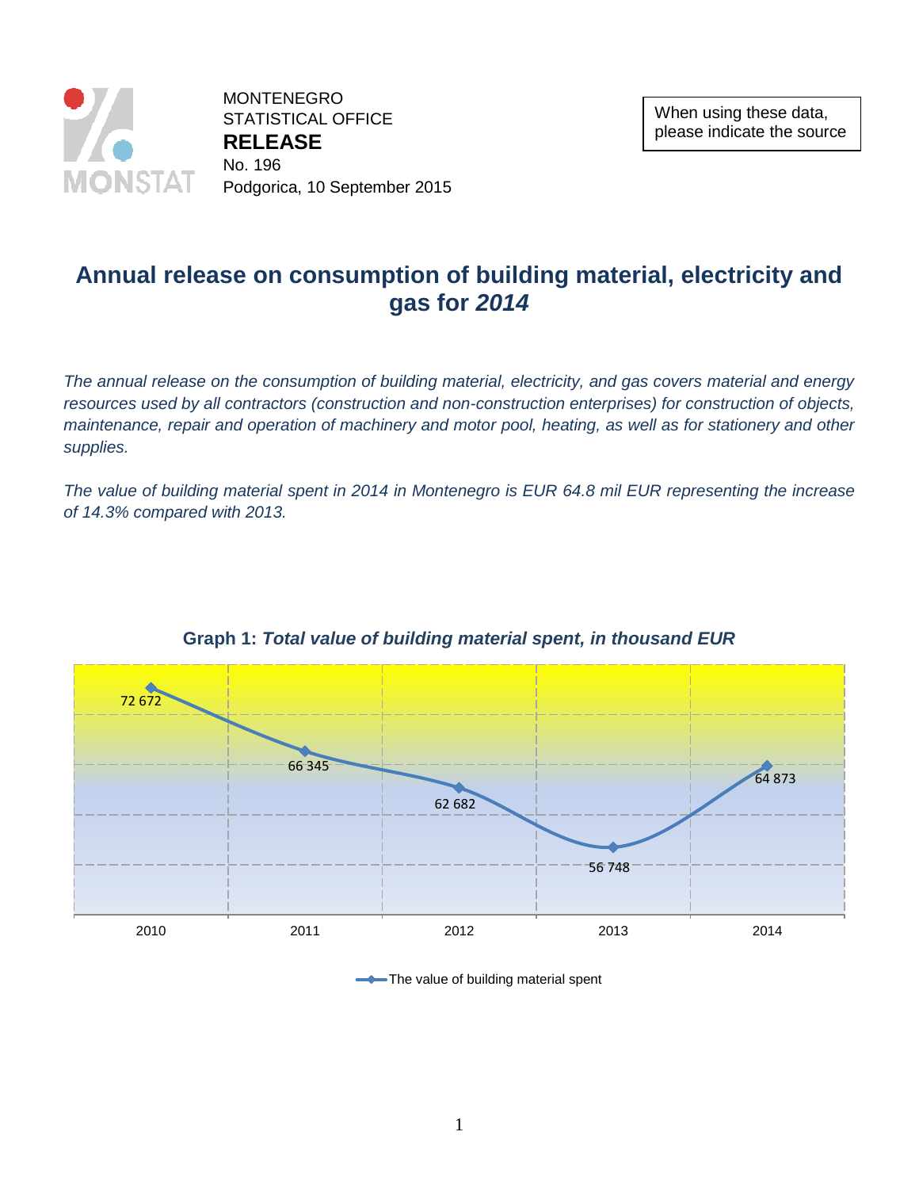MONTENEGRO
STATISTICAL OFFICE
**RELEASE**
No. 196
Podgorica, 10 September 2015

When using these data, please indicate the source

# Annual release on consumption of building material, electricity and gas for *2014*

*The annual release on the consumption of building material, electricity, and gas covers material and energy resources used by all contractors (construction and non-construction enterprises) for construction of objects, maintenance, repair and operation of machinery and motor pool, heating, as well as for stationery and other supplies.*

*The value of building material spent in 2014 in Montenegro is EUR 64.8 mil EUR representing the increase of 14.3% compared with 2013.*

**Graph 1:** ***Total value of building material spent, in thousand EUR***

| | 2010 | 2011 | 2012 | 2013 | 2014 |
|---|---|---|---|---|---|
| The value of building material spent | 72 672 | 66 345 | 62 682 | 56 748 | 64 873 |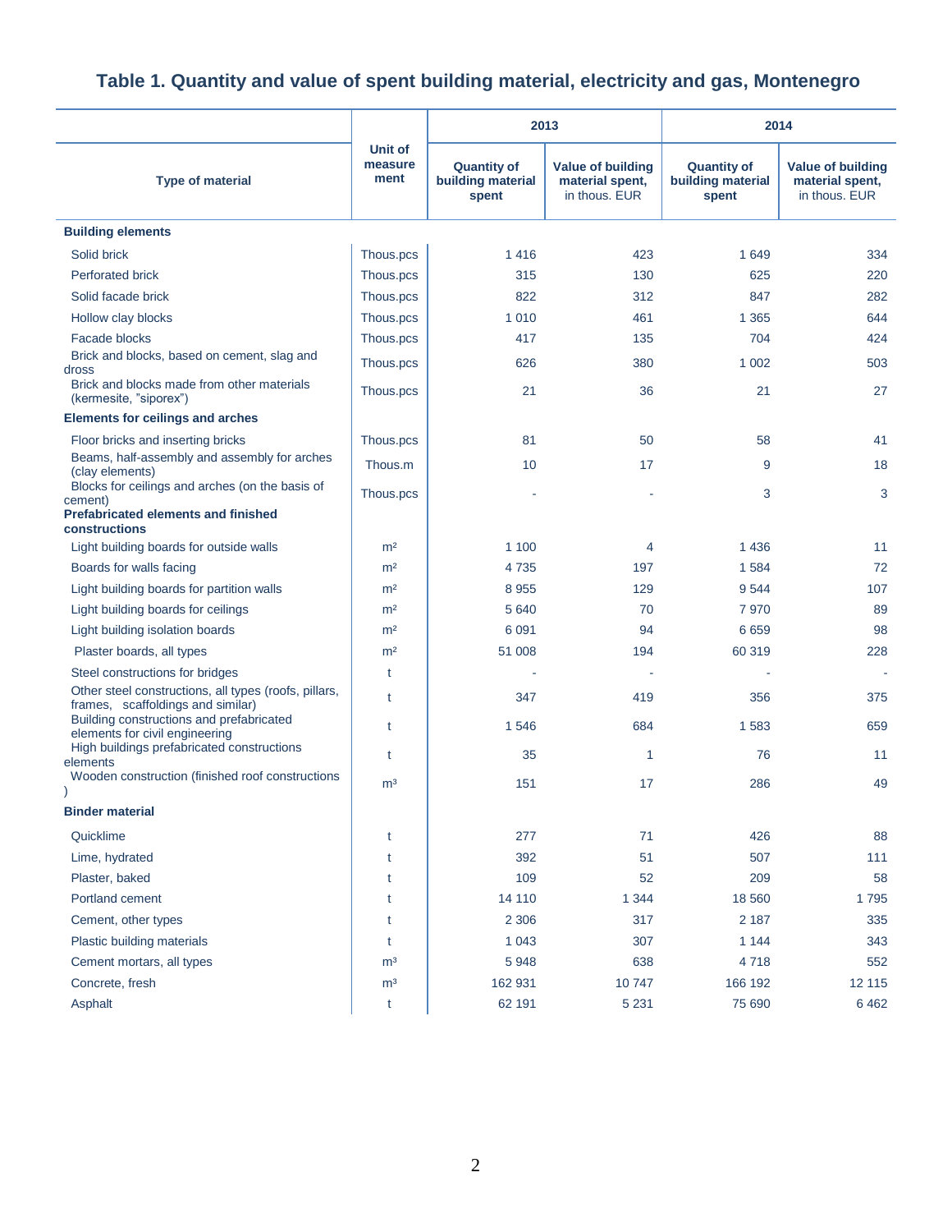# Table 1. Quantity and value of spent building material, electricity and gas, Montenegro

| Type of material | Unit of measure ment | 2013 | | 2014 | |
|---|---|---|---|---|---|
| | | Quantity of building material spent | Value of building material spent, in thous. EUR | Quantity of building material spent | Value of building material spent, in thous. EUR |
| **Building elements** | | | | | |
| Solid brick | Thous.pcs | 1 416 | 423 | 1 649 | 334 |
| Perforated brick | Thous.pcs | 315 | 130 | 625 | 220 |
| Solid facade brick | Thous.pcs | 822 | 312 | 847 | 282 |
| Hollow clay blocks | Thous.pcs | 1 010 | 461 | 1 365 | 644 |
| Facade blocks | Thous.pcs | 417 | 135 | 704 | 424 |
| Brick and blocks, based on cement, slag and dross | Thous.pcs | 626 | 380 | 1 002 | 503 |
| Brick and blocks made from other materials (kermesite, "siporex") | Thous.pcs | 21 | 36 | 21 | 27 |
| **Elements for ceilings and arches** | | | | | |
| Floor bricks and inserting bricks | Thous.pcs | 81 | 50 | 58 | 41 |
| Beams, half-assembly and assembly for arches (clay elements) | Thous.m | 10 | 17 | 9 | 18 |
| Blocks for ceilings and arches (on the basis of cement) | Thous.pcs | - | - | 3 | 3 |
| **Prefabricated elements and finished constructions** | | | | | |
| Light building boards for outside walls | m² | 1 100 | 4 | 1 436 | 11 |
| Boards for walls facing | m² | 4 735 | 197 | 1 584 | 72 |
| Light building boards for partition walls | m² | 8 955 | 129 | 9 544 | 107 |
| Light building boards for ceilings | m² | 5 640 | 70 | 7 970 | 89 |
| Light building isolation boards | m² | 6 091 | 94 | 6 659 | 98 |
| Plaster boards, all types | m² | 51 008 | 194 | 60 319 | 228 |
| Steel constructions for bridges | t | - | - | - | - |
| Other steel constructions, all types (roofs, pillars, frames, scaffoldings and similar) | t | 347 | 419 | 356 | 375 |
| Building constructions and prefabricated elements for civil engineering | t | 1 546 | 684 | 1 583 | 659 |
| High buildings prefabricated constructions elements | t | 35 | 1 | 76 | 11 |
| Wooden construction (finished roof constructions ) | m³ | 151 | 17 | 286 | 49 |
| **Binder material** | | | | | |
| Quicklime | t | 277 | 71 | 426 | 88 |
| Lime, hydrated | t | 392 | 51 | 507 | 111 |
| Plaster, baked | t | 109 | 52 | 209 | 58 |
| Portland cement | t | 14 110 | 1 344 | 18 560 | 1 795 |
| Cement, other types | t | 2 306 | 317 | 2 187 | 335 |
| Plastic building materials | t | 1 043 | 307 | 1 144 | 343 |
| Cement mortars, all types | m³ | 5 948 | 638 | 4 718 | 552 |
| Concrete, fresh | m³ | 162 931 | 10 747 | 166 192 | 12 115 |
| Asphalt | t | 62 191 | 5 231 | 75 690 | 6 462 |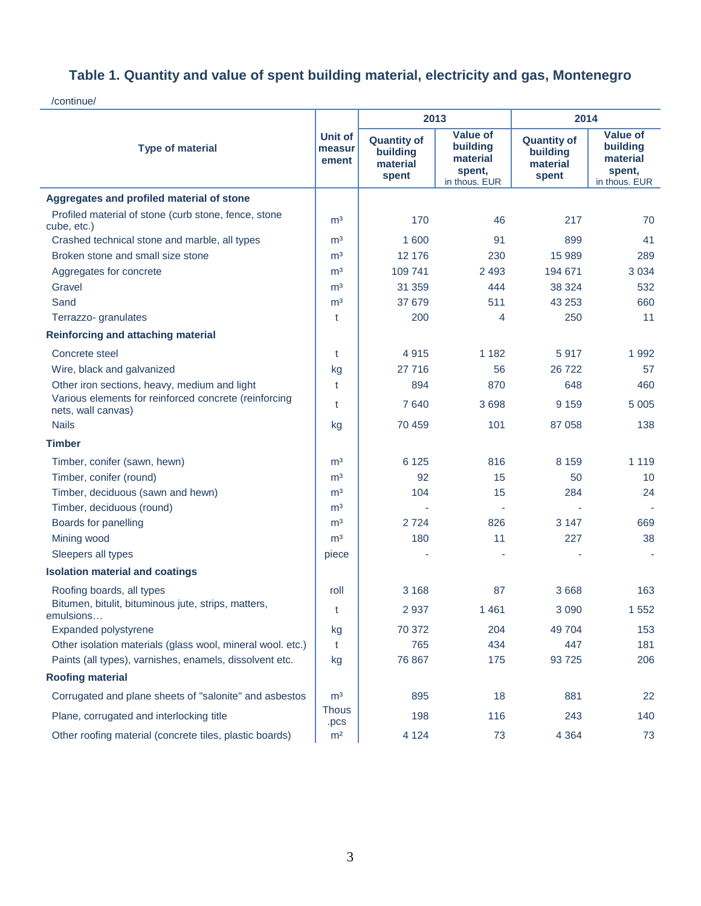## Table 1. Quantity and value of spent building material, electricity and gas, Montenegro

/continue/

| Type of material | Unit of measurement | 2013 | | 2014 | |
|---|---|---|---|---|---|
| | | Quantity of building material spent | Value of building material spent, in thous. EUR | Quantity of building material spent | Value of building material spent, in thous. EUR |
| **Aggregates and profiled material of stone** | | | | | |
| Profiled material of stone (curb stone, fence, stone cube, etc.) | m³ | 170 | 46 | 217 | 70 |
| Crashed technical stone and marble, all types | m³ | 1 600 | 91 | 899 | 41 |
| Broken stone and small size stone | m³ | 12 176 | 230 | 15 989 | 289 |
| Aggregates for concrete | m³ | 109 741 | 2 493 | 194 671 | 3 034 |
| Gravel | m³ | 31 359 | 444 | 38 324 | 532 |
| Sand | m³ | 37 679 | 511 | 43 253 | 660 |
| Terrazzo- granulates | t | 200 | 4 | 250 | 11 |
| **Reinforcing and attaching material** | | | | | |
| Concrete steel | t | 4 915 | 1 182 | 5 917 | 1 992 |
| Wire, black and galvanized | kg | 27 716 | 56 | 26 722 | 57 |
| Other iron sections, heavy, medium and light | t | 894 | 870 | 648 | 460 |
| Various elements for reinforced concrete (reinforcing nets, wall canvas) | t | 7 640 | 3 698 | 9 159 | 5 005 |
| Nails | kg | 70 459 | 101 | 87 058 | 138 |
| **Timber** | | | | | |
| Timber, conifer (sawn, hewn) | m³ | 6 125 | 816 | 8 159 | 1 119 |
| Timber, conifer (round) | m³ | 92 | 15 | 50 | 10 |
| Timber, deciduous (sawn and hewn) | m³ | 104 | 15 | 284 | 24 |
| Timber, deciduous (round) | m³ | - | - | - | - |
| Boards for panelling | m³ | 2 724 | 826 | 3 147 | 669 |
| Mining wood | m³ | 180 | 11 | 227 | 38 |
| Sleepers all types | piece | - | - | - | - |
| **Isolation material and coatings** | | | | | |
| Roofing boards, all types | roll | 3 168 | 87 | 3 668 | 163 |
| Bitumen, bitulit, bituminous jute, strips, matters, emulsions… | t | 2 937 | 1 461 | 3 090 | 1 552 |
| Expanded polystyrene | kg | 70 372 | 204 | 49 704 | 153 |
| Other isolation materials (glass wool, mineral wool. etc.) | t | 765 | 434 | 447 | 181 |
| Paints (all types), varnishes, enamels, dissolvent etc. | kg | 76 867 | 175 | 93 725 | 206 |
| **Roofing material** | | | | | |
| Corrugated and plane sheets of "salonite" and asbestos | m³ | 895 | 18 | 881 | 22 |
| Plane, corrugated and interlocking title | Thous .pcs | 198 | 116 | 243 | 140 |
| Other roofing material (concrete tiles, plastic boards) | m² | 4 124 | 73 | 4 364 | 73 |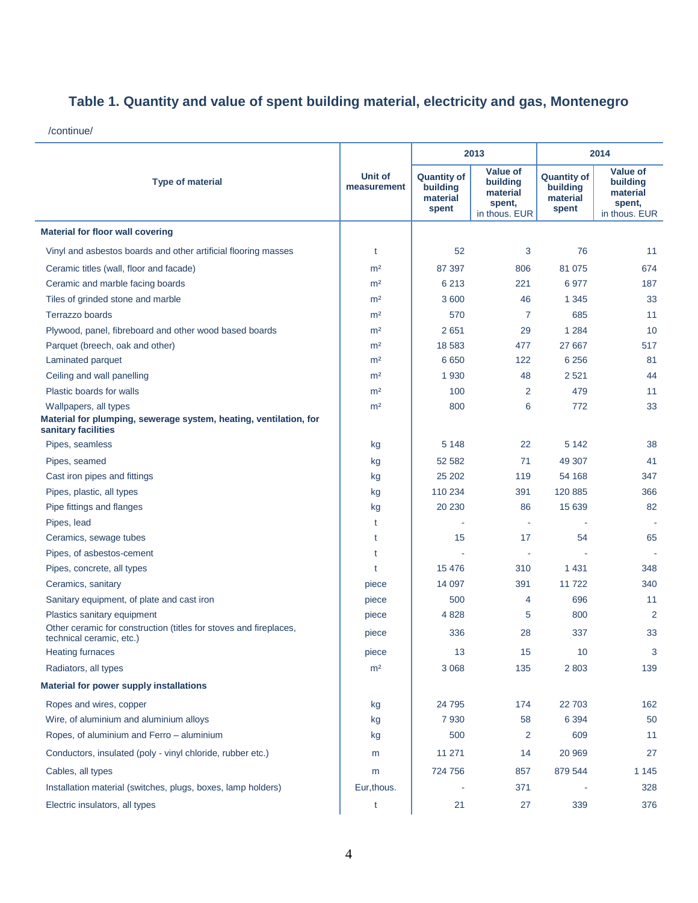## Table 1. Quantity and value of spent building material, electricity and gas, Montenegro

/continue/

| Type of material | Unit of measurement | 2013 | | 2014 | |
|---|---|---|---|---|---|
| | | Quantity of building material spent | Value of building material spent, in thous. EUR | Quantity of building material spent | Value of building material spent, in thous. EUR |
| **Material for floor wall covering** | | | | | |
| Vinyl and asbestos boards and other artificial flooring masses | t | 52 | 3 | 76 | 11 |
| Ceramic titles (wall, floor and facade) | m² | 87 397 | 806 | 81 075 | 674 |
| Ceramic and marble facing boards | m² | 6 213 | 221 | 6 977 | 187 |
| Tiles of grinded stone and marble | m² | 3 600 | 46 | 1 345 | 33 |
| Terrazzo boards | m² | 570 | 7 | 685 | 11 |
| Plywood, panel, fibreboard and other wood based boards | m² | 2 651 | 29 | 1 284 | 10 |
| Parquet (breech, oak and other) | m² | 18 583 | 477 | 27 667 | 517 |
| Laminated parquet | m² | 6 650 | 122 | 6 256 | 81 |
| Ceiling and wall panelling | m² | 1 930 | 48 | 2 521 | 44 |
| Plastic boards for walls | m² | 100 | 2 | 479 | 11 |
| Wallpapers, all types | m² | 800 | 6 | 772 | 33 |
| **Material for plumping, sewerage system, heating, ventilation, for sanitary facilities** | | | | | |
| Pipes, seamless | kg | 5 148 | 22 | 5 142 | 38 |
| Pipes, seamed | kg | 52 582 | 71 | 49 307 | 41 |
| Cast iron pipes and fittings | kg | 25 202 | 119 | 54 168 | 347 |
| Pipes, plastic, all types | kg | 110 234 | 391 | 120 885 | 366 |
| Pipe fittings and flanges | kg | 20 230 | 86 | 15 639 | 82 |
| Pipes, lead | t | - | - | - | - |
| Ceramics, sewage tubes | t | 15 | 17 | 54 | 65 |
| Pipes, of asbestos-cement | t | - | - | - | - |
| Pipes, concrete, all types | t | 15 476 | 310 | 1 431 | 348 |
| Ceramics, sanitary | piece | 14 097 | 391 | 11 722 | 340 |
| Sanitary equipment, of plate and cast iron | piece | 500 | 4 | 696 | 11 |
| Plastics sanitary equipment | piece | 4 828 | 5 | 800 | 2 |
| Other ceramic for construction (titles for stoves and fireplaces, technical ceramic, etc.) | piece | 336 | 28 | 337 | 33 |
| Heating furnaces | piece | 13 | 15 | 10 | 3 |
| Radiators, all types | m² | 3 068 | 135 | 2 803 | 139 |
| **Material for power supply installations** | | | | | |
| Ropes and wires, copper | kg | 24 795 | 174 | 22 703 | 162 |
| Wire, of aluminium and aluminium alloys | kg | 7 930 | 58 | 6 394 | 50 |
| Ropes, of aluminium and Ferro – aluminium | kg | 500 | 2 | 609 | 11 |
| Conductors, insulated (poly - vinyl chloride, rubber etc.) | m | 11 271 | 14 | 20 969 | 27 |
| Cables, all types | m | 724 756 | 857 | 879 544 | 1 145 |
| Installation material (switches, plugs, boxes, lamp holders) | Eur,thous. | - | 371 | - | 328 |
| Electric insulators, all types | t | 21 | 27 | 339 | 376 |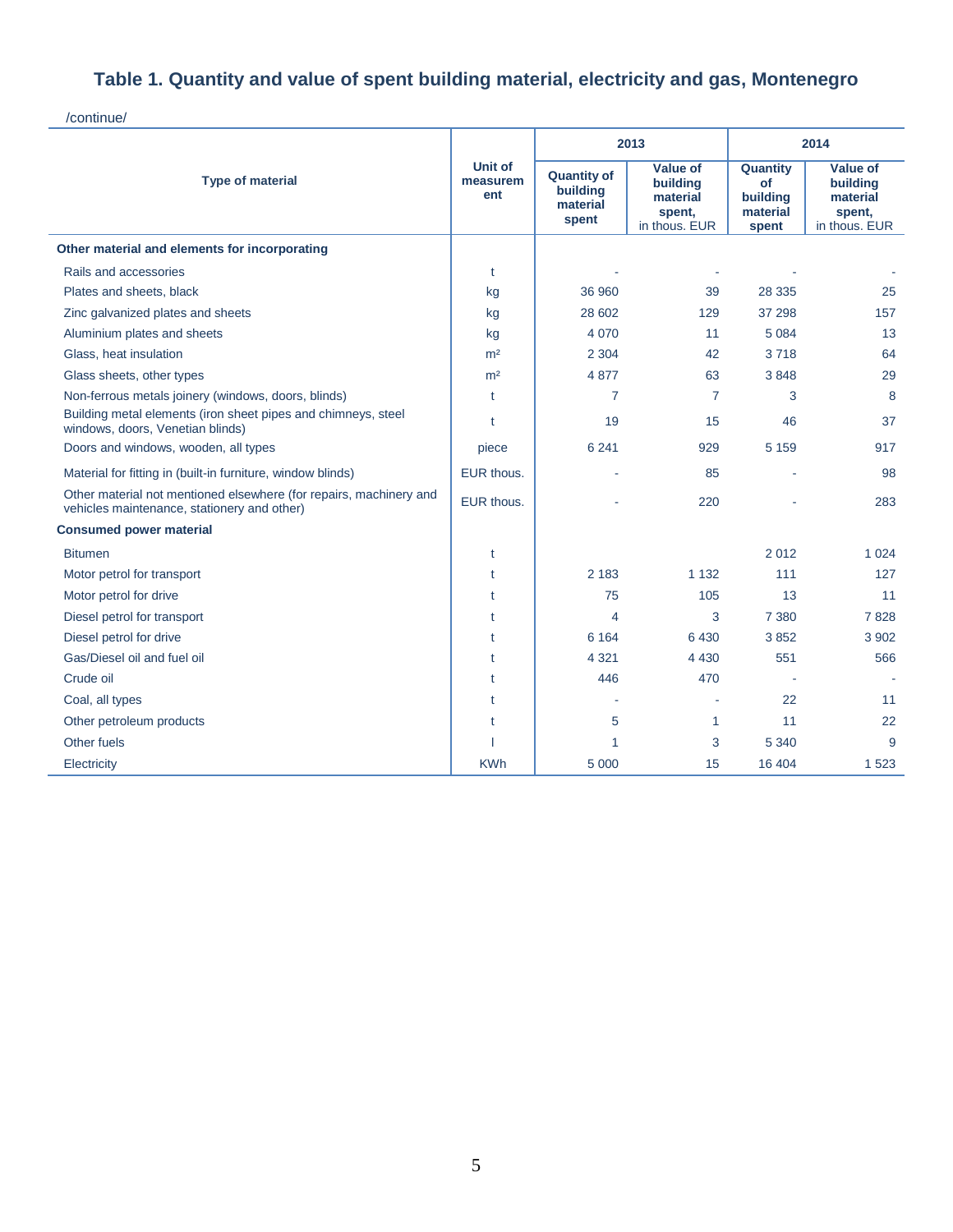# Table 1. Quantity and value of spent building material, electricity and gas, Montenegro

/continue/

| Type of material | Unit of measurement | 2013 | | 2014 | |
|---|---|---|---|---|---|
| | | Quantity of building material spent | Value of building material spent, in thous. EUR | Quantity of building material spent | Value of building material spent, in thous. EUR |
| **Other material and elements for incorporating** | | | | | |
| Rails and accessories | t | - | - | - | - |
| Plates and sheets, black | kg | 36 960 | 39 | 28 335 | 25 |
| Zinc galvanized plates and sheets | kg | 28 602 | 129 | 37 298 | 157 |
| Aluminium plates and sheets | kg | 4 070 | 11 | 5 084 | 13 |
| Glass, heat insulation | m² | 2 304 | 42 | 3 718 | 64 |
| Glass sheets, other types | m² | 4 877 | 63 | 3 848 | 29 |
| Non-ferrous metals joinery (windows, doors, blinds) | t | 7 | 7 | 3 | 8 |
| Building metal elements (iron sheet pipes and chimneys, steel windows, doors, Venetian blinds) | t | 19 | 15 | 46 | 37 |
| Doors and windows, wooden, all types | piece | 6 241 | 929 | 5 159 | 917 |
| Material for fitting in (built-in furniture, window blinds) | EUR thous. | - | 85 | - | 98 |
| Other material not mentioned elsewhere (for repairs, machinery and vehicles maintenance, stationery and other) | EUR thous. | - | 220 | - | 283 |
| **Consumed power material** | | | | | |
| Bitumen | t | | | 2 012 | 1 024 |
| Motor petrol for transport | t | 2 183 | 1 132 | 111 | 127 |
| Motor petrol for drive | t | 75 | 105 | 13 | 11 |
| Diesel petrol for transport | t | 4 | 3 | 7 380 | 7 828 |
| Diesel petrol for drive | t | 6 164 | 6 430 | 3 852 | 3 902 |
| Gas/Diesel oil and fuel oil | t | 4 321 | 4 430 | 551 | 566 |
| Crude oil | t | 446 | 470 | - | - |
| Coal, all types | t | - | - | 22 | 11 |
| Other petroleum products | t | 5 | 1 | 11 | 22 |
| Other fuels | l | 1 | 3 | 5 340 | 9 |
| Electricity | KWh | 5 000 | 15 | 16 404 | 1 523 |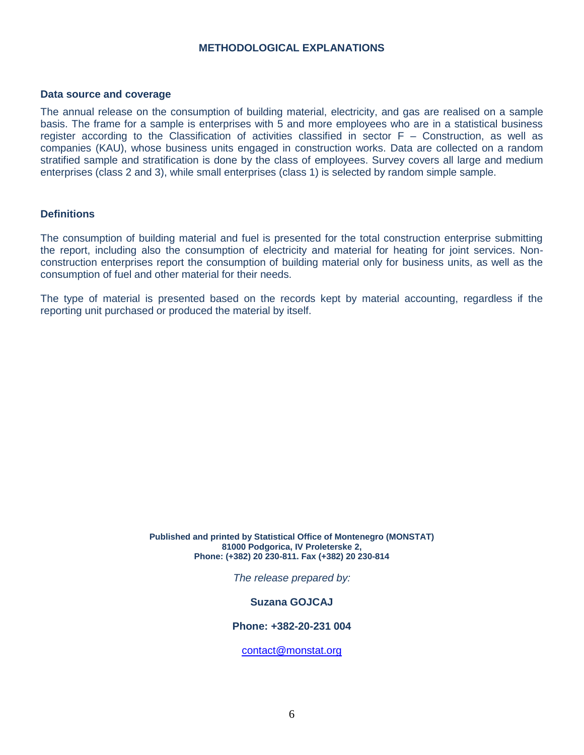## METHODOLOGICAL EXPLANATIONS

### Data source and coverage

The annual release on the consumption of building material, electricity, and gas are realised on a sample basis. The frame for a sample is enterprises with 5 and more employees who are in a statistical business register according to the Classification of activities classified in sector F – Construction, as well as companies (KAU), whose business units engaged in construction works. Data are collected on a random stratified sample and stratification is done by the class of employees. Survey covers all large and medium enterprises (class 2 and 3), while small enterprises (class 1) is selected by random simple sample.

### Definitions

The consumption of building material and fuel is presented for the total construction enterprise submitting the report, including also the consumption of electricity and material for heating for joint services. Non-construction enterprises report the consumption of building material only for business units, as well as the consumption of fuel and other material for their needs.

The type of material is presented based on the records kept by material accounting, regardless if the reporting unit purchased or produced the material by itself.

**Published and printed by Statistical Office of Montenegro (MONSTAT)**
**81000 Podgorica, IV Proleterske 2,**
**Phone: (+382) 20 230-811. Fax (+382) 20 230-814**

*The release prepared by:*

**Suzana GOJCAJ**

**Phone: +382-20-231 004**

contact@monstat.org